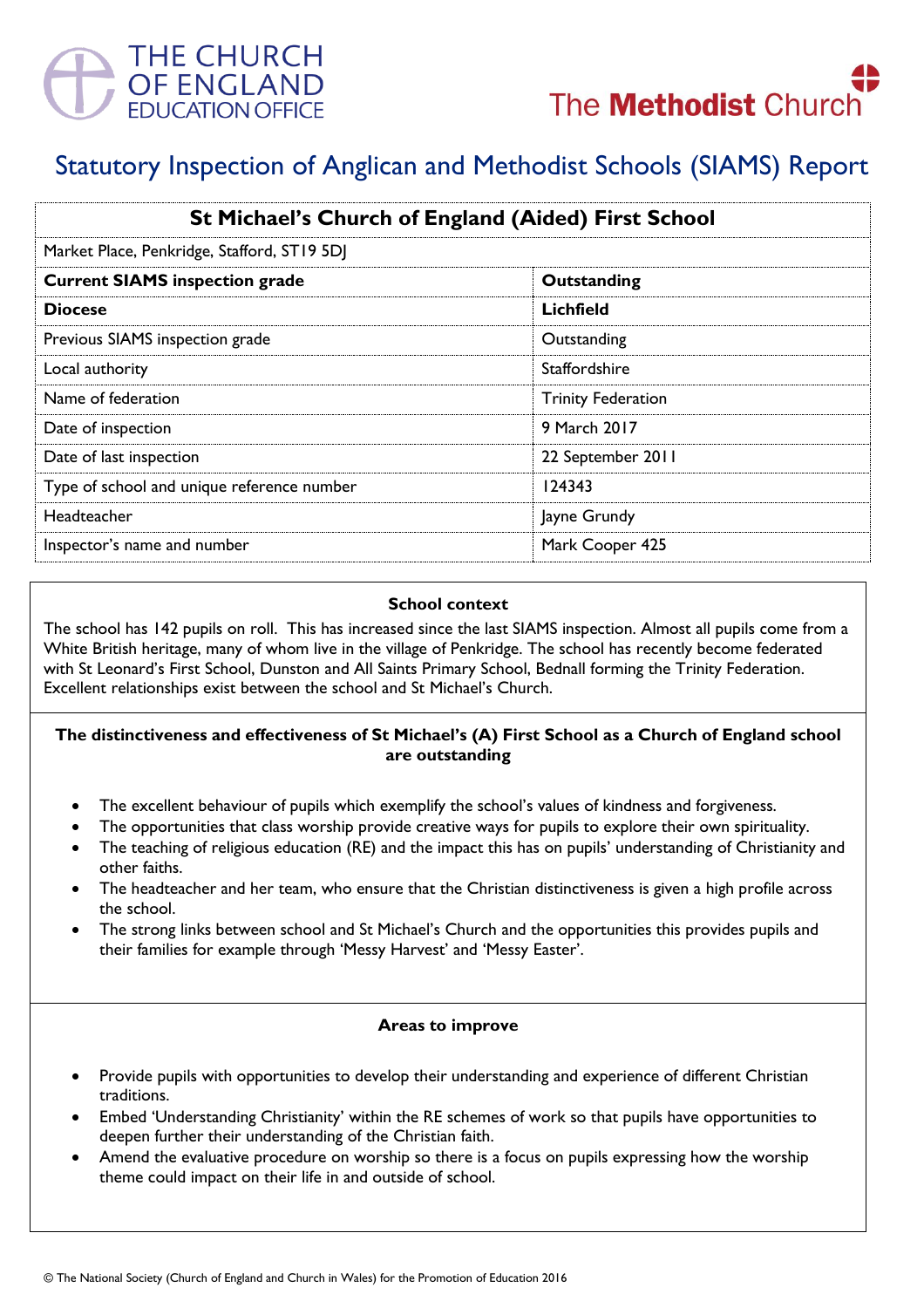THE CHURCH OF ENGLAND EDUCATION OFFICE

The Methodist Church

# Statutory Inspection of Anglican and Methodist Schools (SIAMS) Report

| St Michael's Church of England (Aided) First School | |
|---|---|
| Market Place, Penkridge, Stafford, ST19 5DJ | |
| **Current SIAMS inspection grade** | **Outstanding** |
| **Diocese** | **Lichfield** |
| Previous SIAMS inspection grade | Outstanding |
| Local authority | Staffordshire |
| Name of federation | Trinity Federation |
| Date of inspection | 9 March 2017 |
| Date of last inspection | 22 September 2011 |
| Type of school and unique reference number | 124343 |
| Headteacher | Jayne Grundy |
| Inspector's name and number | Mark Cooper 425 |

### School context

The school has 142 pupils on roll. This has increased since the last SIAMS inspection. Almost all pupils come from a White British heritage, many of whom live in the village of Penkridge. The school has recently become federated with St Leonard's First School, Dunston and All Saints Primary School, Bednall forming the Trinity Federation. Excellent relationships exist between the school and St Michael's Church.

### The distinctiveness and effectiveness of St Michael's (A) First School as a Church of England school are outstanding

- The excellent behaviour of pupils which exemplify the school's values of kindness and forgiveness.
- The opportunities that class worship provide creative ways for pupils to explore their own spirituality.
- The teaching of religious education (RE) and the impact this has on pupils' understanding of Christianity and other faiths.
- The headteacher and her team, who ensure that the Christian distinctiveness is given a high profile across the school.
- The strong links between school and St Michael's Church and the opportunities this provides pupils and their families for example through 'Messy Harvest' and 'Messy Easter'.

### Areas to improve

- Provide pupils with opportunities to develop their understanding and experience of different Christian traditions.
- Embed 'Understanding Christianity' within the RE schemes of work so that pupils have opportunities to deepen further their understanding of the Christian faith.
- Amend the evaluative procedure on worship so there is a focus on pupils expressing how the worship theme could impact on their life in and outside of school.

© The National Society (Church of England and Church in Wales) for the Promotion of Education 2016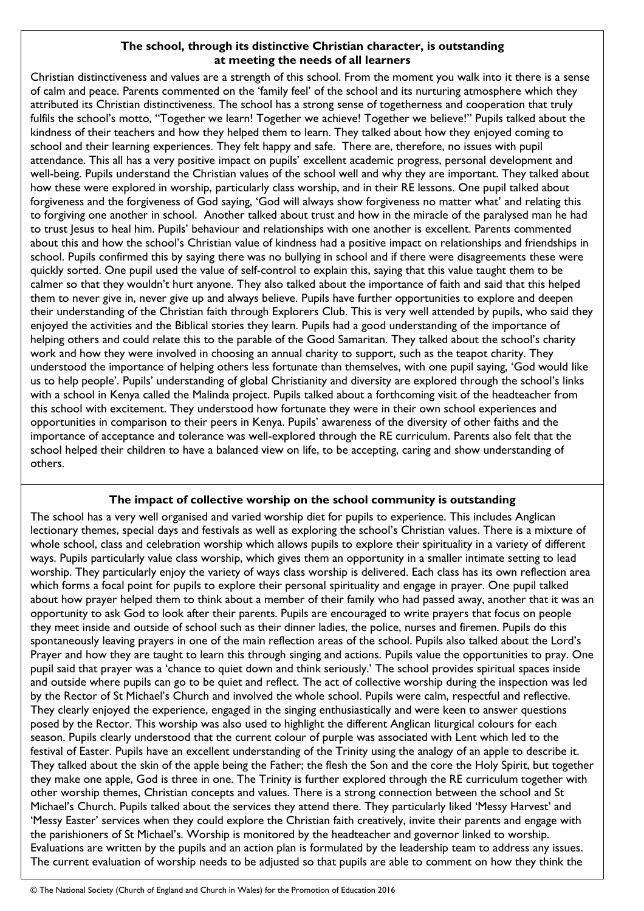### The school, through its distinctive Christian character, is outstanding at meeting the needs of all learners

Christian distinctiveness and values are a strength of this school. From the moment you walk into it there is a sense of calm and peace. Parents commented on the 'family feel' of the school and its nurturing atmosphere which they attributed its Christian distinctiveness. The school has a strong sense of togetherness and cooperation that truly fulfils the school's motto, "Together we learn! Together we achieve! Together we believe!" Pupils talked about the kindness of their teachers and how they helped them to learn. They talked about how they enjoyed coming to school and their learning experiences. They felt happy and safe. There are, therefore, no issues with pupil attendance. This all has a very positive impact on pupils' excellent academic progress, personal development and well-being. Pupils understand the Christian values of the school well and why they are important. They talked about how these were explored in worship, particularly class worship, and in their RE lessons. One pupil talked about forgiveness and the forgiveness of God saying, 'God will always show forgiveness no matter what' and relating this to forgiving one another in school. Another talked about trust and how in the miracle of the paralysed man he had to trust Jesus to heal him. Pupils' behaviour and relationships with one another is excellent. Parents commented about this and how the school's Christian value of kindness had a positive impact on relationships and friendships in school. Pupils confirmed this by saying there was no bullying in school and if there were disagreements these were quickly sorted. One pupil used the value of self-control to explain this, saying that this value taught them to be calmer so that they wouldn't hurt anyone. They also talked about the importance of faith and said that this helped them to never give in, never give up and always believe. Pupils have further opportunities to explore and deepen their understanding of the Christian faith through Explorers Club. This is very well attended by pupils, who said they enjoyed the activities and the Biblical stories they learn. Pupils had a good understanding of the importance of helping others and could relate this to the parable of the Good Samaritan. They talked about the school's charity work and how they were involved in choosing an annual charity to support, such as the teapot charity. They understood the importance of helping others less fortunate than themselves, with one pupil saying, 'God would like us to help people'. Pupils' understanding of global Christianity and diversity are explored through the school's links with a school in Kenya called the Malinda project. Pupils talked about a forthcoming visit of the headteacher from this school with excitement. They understood how fortunate they were in their own school experiences and opportunities in comparison to their peers in Kenya. Pupils' awareness of the diversity of other faiths and the importance of acceptance and tolerance was well-explored through the RE curriculum. Parents also felt that the school helped their children to have a balanced view on life, to be accepting, caring and show understanding of others.

### The impact of collective worship on the school community is outstanding

The school has a very well organised and varied worship diet for pupils to experience. This includes Anglican lectionary themes, special days and festivals as well as exploring the school's Christian values. There is a mixture of whole school, class and celebration worship which allows pupils to explore their spirituality in a variety of different ways. Pupils particularly value class worship, which gives them an opportunity in a smaller intimate setting to lead worship. They particularly enjoy the variety of ways class worship is delivered. Each class has its own reflection area which forms a focal point for pupils to explore their personal spirituality and engage in prayer. One pupil talked about how prayer helped them to think about a member of their family who had passed away, another that it was an opportunity to ask God to look after their parents. Pupils are encouraged to write prayers that focus on people they meet inside and outside of school such as their dinner ladies, the police, nurses and firemen. Pupils do this spontaneously leaving prayers in one of the main reflection areas of the school. Pupils also talked about the Lord's Prayer and how they are taught to learn this through singing and actions. Pupils value the opportunities to pray. One pupil said that prayer was a 'chance to quiet down and think seriously.' The school provides spiritual spaces inside and outside where pupils can go to be quiet and reflect. The act of collective worship during the inspection was led by the Rector of St Michael's Church and involved the whole school. Pupils were calm, respectful and reflective. They clearly enjoyed the experience, engaged in the singing enthusiastically and were keen to answer questions posed by the Rector. This worship was also used to highlight the different Anglican liturgical colours for each season. Pupils clearly understood that the current colour of purple was associated with Lent which led to the festival of Easter. Pupils have an excellent understanding of the Trinity using the analogy of an apple to describe it. They talked about the skin of the apple being the Father; the flesh the Son and the core the Holy Spirit, but together they make one apple, God is three in one. The Trinity is further explored through the RE curriculum together with other worship themes, Christian concepts and values. There is a strong connection between the school and St Michael's Church. Pupils talked about the services they attend there. They particularly liked 'Messy Harvest' and 'Messy Easter' services when they could explore the Christian faith creatively, invite their parents and engage with the parishioners of St Michael's. Worship is monitored by the headteacher and governor linked to worship. Evaluations are written by the pupils and an action plan is formulated by the leadership team to address any issues. The current evaluation of worship needs to be adjusted so that pupils are able to comment on how they think the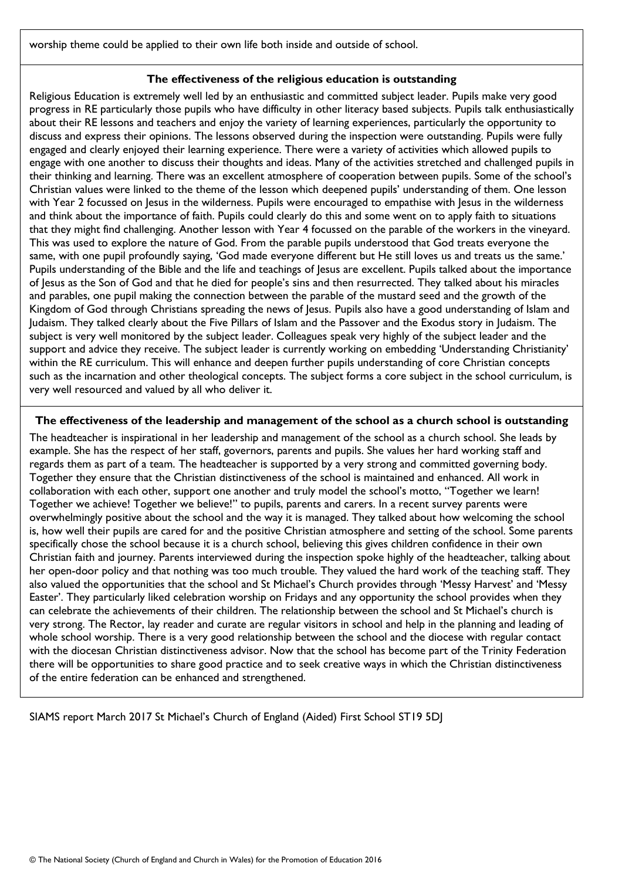worship theme could be applied to their own life both inside and outside of school.

## The effectiveness of the religious education is outstanding

Religious Education is extremely well led by an enthusiastic and committed subject leader. Pupils make very good progress in RE particularly those pupils who have difficulty in other literacy based subjects. Pupils talk enthusiastically about their RE lessons and teachers and enjoy the variety of learning experiences, particularly the opportunity to discuss and express their opinions. The lessons observed during the inspection were outstanding. Pupils were fully engaged and clearly enjoyed their learning experience. There were a variety of activities which allowed pupils to engage with one another to discuss their thoughts and ideas. Many of the activities stretched and challenged pupils in their thinking and learning. There was an excellent atmosphere of cooperation between pupils. Some of the school's Christian values were linked to the theme of the lesson which deepened pupils' understanding of them. One lesson with Year 2 focussed on Jesus in the wilderness. Pupils were encouraged to empathise with Jesus in the wilderness and think about the importance of faith. Pupils could clearly do this and some went on to apply faith to situations that they might find challenging. Another lesson with Year 4 focussed on the parable of the workers in the vineyard. This was used to explore the nature of God. From the parable pupils understood that God treats everyone the same, with one pupil profoundly saying, 'God made everyone different but He still loves us and treats us the same.' Pupils understanding of the Bible and the life and teachings of Jesus are excellent. Pupils talked about the importance of Jesus as the Son of God and that he died for people's sins and then resurrected. They talked about his miracles and parables, one pupil making the connection between the parable of the mustard seed and the growth of the Kingdom of God through Christians spreading the news of Jesus. Pupils also have a good understanding of Islam and Judaism. They talked clearly about the Five Pillars of Islam and the Passover and the Exodus story in Judaism. The subject is very well monitored by the subject leader. Colleagues speak very highly of the subject leader and the support and advice they receive. The subject leader is currently working on embedding 'Understanding Christianity' within the RE curriculum. This will enhance and deepen further pupils understanding of core Christian concepts such as the incarnation and other theological concepts. The subject forms a core subject in the school curriculum, is very well resourced and valued by all who deliver it.

## The effectiveness of the leadership and management of the school as a church school is outstanding

The headteacher is inspirational in her leadership and management of the school as a church school. She leads by example. She has the respect of her staff, governors, parents and pupils. She values her hard working staff and regards them as part of a team. The headteacher is supported by a very strong and committed governing body. Together they ensure that the Christian distinctiveness of the school is maintained and enhanced. All work in collaboration with each other, support one another and truly model the school's motto, "Together we learn! Together we achieve! Together we believe!" to pupils, parents and carers. In a recent survey parents were overwhelmingly positive about the school and the way it is managed. They talked about how welcoming the school is, how well their pupils are cared for and the positive Christian atmosphere and setting of the school. Some parents specifically chose the school because it is a church school, believing this gives children confidence in their own Christian faith and journey. Parents interviewed during the inspection spoke highly of the headteacher, talking about her open-door policy and that nothing was too much trouble. They valued the hard work of the teaching staff. They also valued the opportunities that the school and St Michael's Church provides through 'Messy Harvest' and 'Messy Easter'. They particularly liked celebration worship on Fridays and any opportunity the school provides when they can celebrate the achievements of their children. The relationship between the school and St Michael's church is very strong. The Rector, lay reader and curate are regular visitors in school and help in the planning and leading of whole school worship. There is a very good relationship between the school and the diocese with regular contact with the diocesan Christian distinctiveness advisor. Now that the school has become part of the Trinity Federation there will be opportunities to share good practice and to seek creative ways in which the Christian distinctiveness of the entire federation can be enhanced and strengthened.

SIAMS report March 2017 St Michael's Church of England (Aided) First School ST19 5DJ